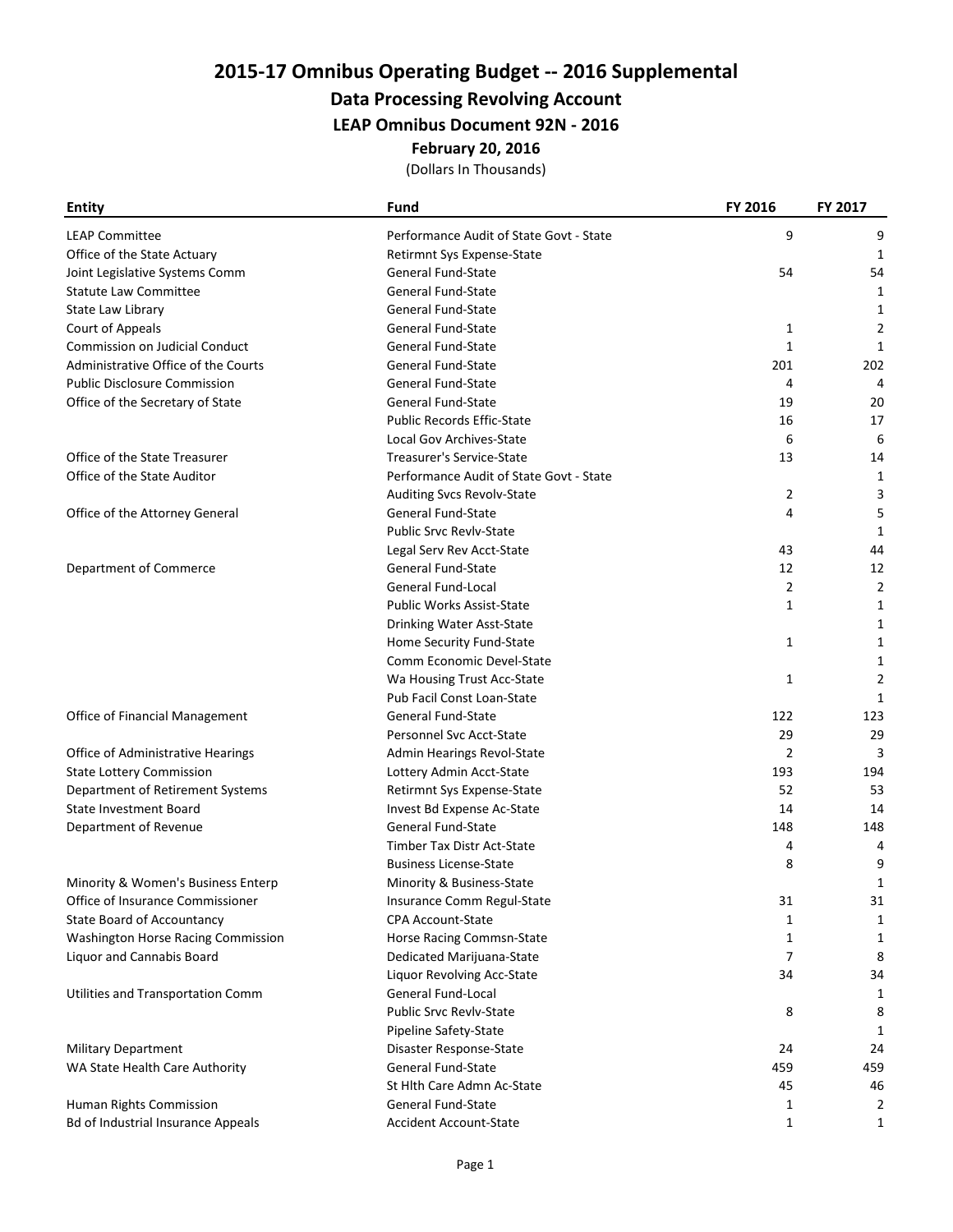# 2015-17 Omnibus Operating Budget -- 2016 Supplemental

## Data Processing Revolving Account

### LEAP Omnibus Document 92N - 2016

**February 20, 2016**

(Dollars In Thousands)

| Entity | Fund | FY 2016 | FY 2017 |
|---|---|---|---|
| LEAP Committee | Performance Audit of State Govt - State | 9 | 9 |
| Office of the State Actuary | Retirmnt Sys Expense-State | | 1 |
| Joint Legislative Systems Comm | General Fund-State | 54 | 54 |
| Statute Law Committee | General Fund-State | | 1 |
| State Law Library | General Fund-State | | 1 |
| Court of Appeals | General Fund-State | 1 | 2 |
| Commission on Judicial Conduct | General Fund-State | 1 | 1 |
| Administrative Office of the Courts | General Fund-State | 201 | 202 |
| Public Disclosure Commission | General Fund-State | 4 | 4 |
| Office of the Secretary of State | General Fund-State | 19 | 20 |
| | Public Records Effic-State | 16 | 17 |
| | Local Gov Archives-State | 6 | 6 |
| Office of the State Treasurer | Treasurer's Service-State | 13 | 14 |
| Office of the State Auditor | Performance Audit of State Govt - State | | 1 |
| | Auditing Svcs Revolv-State | 2 | 3 |
| Office of the Attorney General | General Fund-State | 4 | 5 |
| | Public Srvc Revlv-State | | 1 |
| | Legal Serv Rev Acct-State | 43 | 44 |
| Department of Commerce | General Fund-State | 12 | 12 |
| | General Fund-Local | 2 | 2 |
| | Public Works Assist-State | 1 | 1 |
| | Drinking Water Asst-State | | 1 |
| | Home Security Fund-State | 1 | 1 |
| | Comm Economic Devel-State | | 1 |
| | Wa Housing Trust Acc-State | 1 | 2 |
| | Pub Facil Const Loan-State | | 1 |
| Office of Financial Management | General Fund-State | 122 | 123 |
| | Personnel Svc Acct-State | 29 | 29 |
| Office of Administrative Hearings | Admin Hearings Revol-State | 2 | 3 |
| State Lottery Commission | Lottery Admin Acct-State | 193 | 194 |
| Department of Retirement Systems | Retirmnt Sys Expense-State | 52 | 53 |
| State Investment Board | Invest Bd Expense Ac-State | 14 | 14 |
| Department of Revenue | General Fund-State | 148 | 148 |
| | Timber Tax Distr Act-State | 4 | 4 |
| | Business License-State | 8 | 9 |
| Minority & Women's Business Enterp | Minority & Business-State | | 1 |
| Office of Insurance Commissioner | Insurance Comm Regul-State | 31 | 31 |
| State Board of Accountancy | CPA Account-State | 1 | 1 |
| Washington Horse Racing Commission | Horse Racing Commsn-State | 1 | 1 |
| Liquor and Cannabis Board | Dedicated Marijuana-State | 7 | 8 |
| | Liquor Revolving Acc-State | 34 | 34 |
| Utilities and Transportation Comm | General Fund-Local | | 1 |
| | Public Srvc Revlv-State | 8 | 8 |
| | Pipeline Safety-State | | 1 |
| Military Department | Disaster Response-State | 24 | 24 |
| WA State Health Care Authority | General Fund-State | 459 | 459 |
| | St Hlth Care Admn Ac-State | 45 | 46 |
| Human Rights Commission | General Fund-State | 1 | 2 |
| Bd of Industrial Insurance Appeals | Accident Account-State | 1 | 1 |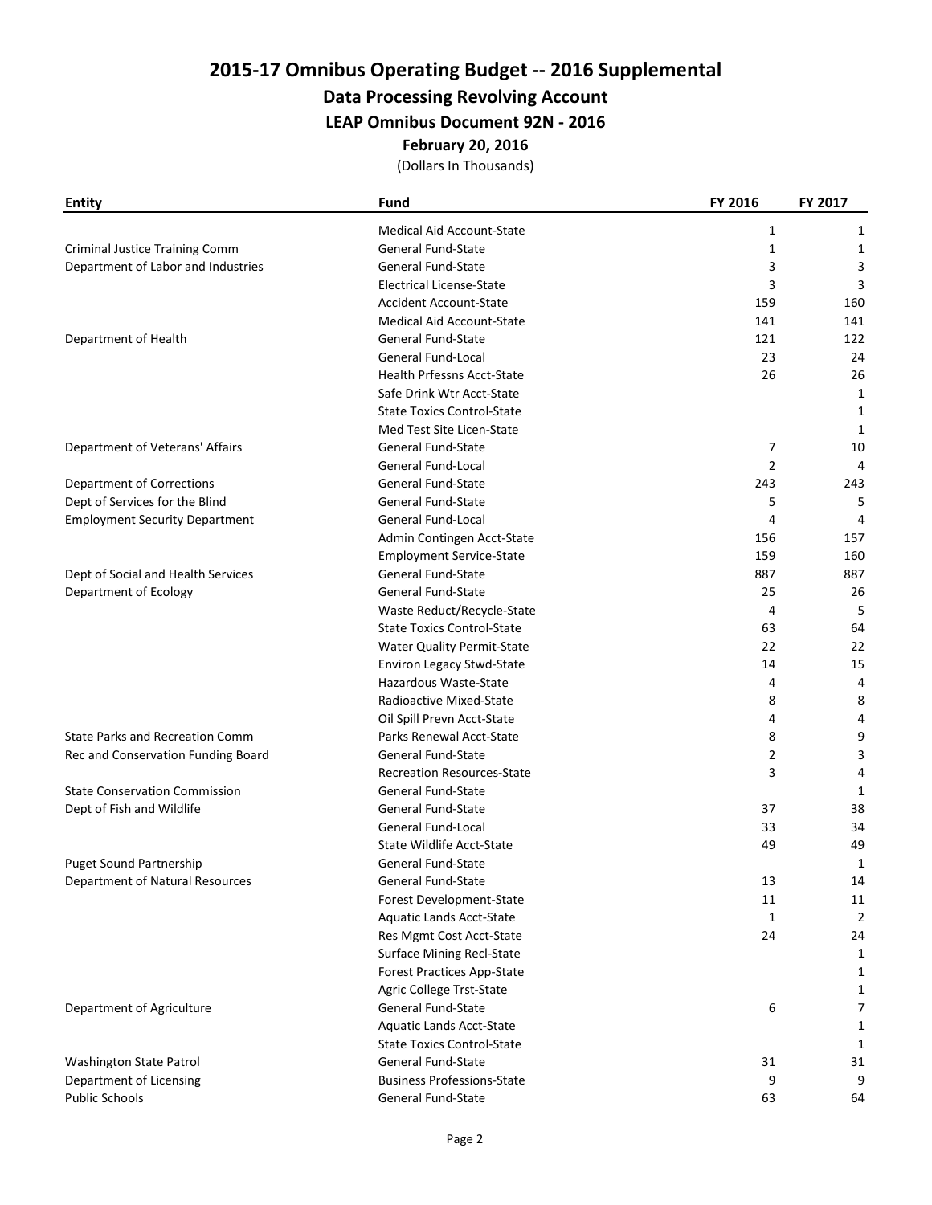# 2015-17 Omnibus Operating Budget -- 2016 Supplemental

## Data Processing Revolving Account

### LEAP Omnibus Document 92N - 2016

**February 20, 2016**

(Dollars In Thousands)

| Entity | Fund | FY 2016 | FY 2017 |
|---|---|---|---|
| | Medical Aid Account-State | 1 | 1 |
| Criminal Justice Training Comm | General Fund-State | 1 | 1 |
| Department of Labor and Industries | General Fund-State | 3 | 3 |
| | Electrical License-State | 3 | 3 |
| | Accident Account-State | 159 | 160 |
| | Medical Aid Account-State | 141 | 141 |
| Department of Health | General Fund-State | 121 | 122 |
| | General Fund-Local | 23 | 24 |
| | Health Prfessns Acct-State | 26 | 26 |
| | Safe Drink Wtr Acct-State | | 1 |
| | State Toxics Control-State | | 1 |
| | Med Test Site Licen-State | | 1 |
| Department of Veterans' Affairs | General Fund-State | 7 | 10 |
| | General Fund-Local | 2 | 4 |
| Department of Corrections | General Fund-State | 243 | 243 |
| Dept of Services for the Blind | General Fund-State | 5 | 5 |
| Employment Security Department | General Fund-Local | 4 | 4 |
| | Admin Contingen Acct-State | 156 | 157 |
| | Employment Service-State | 159 | 160 |
| Dept of Social and Health Services | General Fund-State | 887 | 887 |
| Department of Ecology | General Fund-State | 25 | 26 |
| | Waste Reduct/Recycle-State | 4 | 5 |
| | State Toxics Control-State | 63 | 64 |
| | Water Quality Permit-State | 22 | 22 |
| | Environ Legacy Stwd-State | 14 | 15 |
| | Hazardous Waste-State | 4 | 4 |
| | Radioactive Mixed-State | 8 | 8 |
| | Oil Spill Prevn Acct-State | 4 | 4 |
| State Parks and Recreation Comm | Parks Renewal Acct-State | 8 | 9 |
| Rec and Conservation Funding Board | General Fund-State | 2 | 3 |
| | Recreation Resources-State | 3 | 4 |
| State Conservation Commission | General Fund-State | | 1 |
| Dept of Fish and Wildlife | General Fund-State | 37 | 38 |
| | General Fund-Local | 33 | 34 |
| | State Wildlife Acct-State | 49 | 49 |
| Puget Sound Partnership | General Fund-State | | 1 |
| Department of Natural Resources | General Fund-State | 13 | 14 |
| | Forest Development-State | 11 | 11 |
| | Aquatic Lands Acct-State | 1 | 2 |
| | Res Mgmt Cost Acct-State | 24 | 24 |
| | Surface Mining Recl-State | | 1 |
| | Forest Practices App-State | | 1 |
| | Agric College Trst-State | | 1 |
| Department of Agriculture | General Fund-State | 6 | 7 |
| | Aquatic Lands Acct-State | | 1 |
| | State Toxics Control-State | | 1 |
| Washington State Patrol | General Fund-State | 31 | 31 |
| Department of Licensing | Business Professions-State | 9 | 9 |
| Public Schools | General Fund-State | 63 | 64 |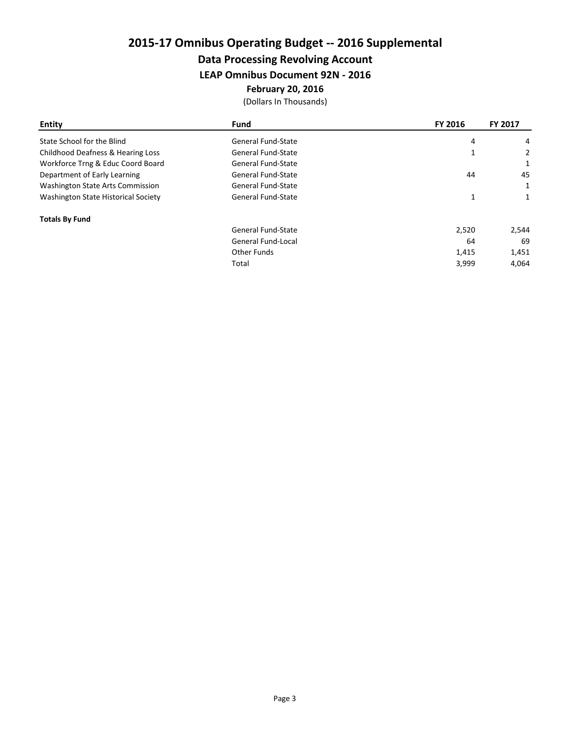# 2015-17 Omnibus Operating Budget -- 2016 Supplemental

## Data Processing Revolving Account

### LEAP Omnibus Document 92N - 2016

**February 20, 2016**

(Dollars In Thousands)

| Entity | Fund | FY 2016 | FY 2017 |
|---|---|---|---|
| State School for the Blind | General Fund-State | 4 | 4 |
| Childhood Deafness & Hearing Loss | General Fund-State | 1 | 2 |
| Workforce Trng & Educ Coord Board | General Fund-State | | 1 |
| Department of Early Learning | General Fund-State | 44 | 45 |
| Washington State Arts Commission | General Fund-State | | 1 |
| Washington State Historical Society | General Fund-State | 1 | 1 |
| **Totals By Fund** | | | |
| | General Fund-State | 2,520 | 2,544 |
| | General Fund-Local | 64 | 69 |
| | Other Funds | 1,415 | 1,451 |
| | Total | 3,999 | 4,064 |